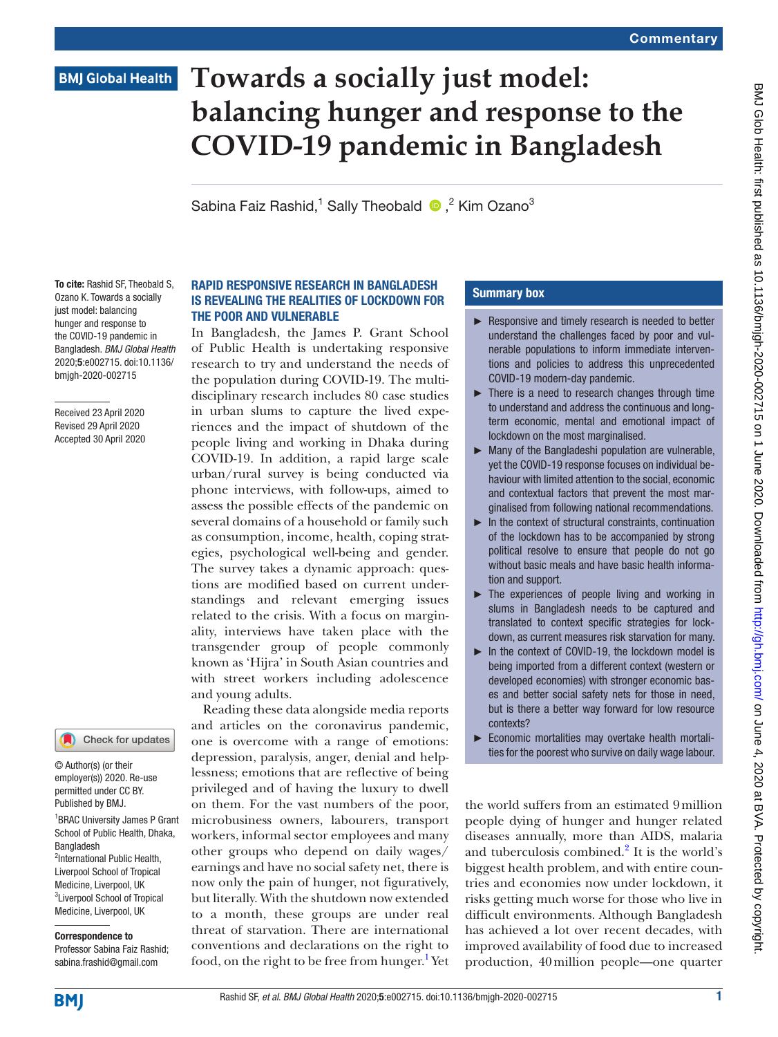Commentary

# Towards a socially just model: balancing hunger and response to the COVID-19 pandemic in Bangladesh

Sabina Faiz Rashid,[1] Sally Theobald,[2] Kim Ozano[3]

**To cite:** Rashid SF, Theobald S, Ozano K. Towards a socially just model: balancing hunger and response to the COVID-19 pandemic in Bangladesh. *BMJ Global Health* 2020;**5**:e002715. doi:10.1136/bmjgh-2020-002715

Received 23 April 2020
Revised 29 April 2020
Accepted 30 April 2020

© Author(s) (or their employer(s)) 2020. Re-use permitted under CC BY. Published by BMJ.

[1]BRAC University James P Grant School of Public Health, Dhaka, Bangladesh
[2]International Public Health, Liverpool School of Tropical Medicine, Liverpool, UK
[3]Liverpool School of Tropical Medicine, Liverpool, UK

**Correspondence to**
Professor Sabina Faiz Rashid; sabina.frashid@gmail.com

## Summary box

- Responsive and timely research is needed to better understand the challenges faced by poor and vulnerable populations to inform immediate interventions and policies to address this unprecedented COVID-19 modern-day pandemic.
- There is a need to research changes through time to understand and address the continuous and long-term economic, mental and emotional impact of lockdown on the most marginalised.
- Many of the Bangladeshi population are vulnerable, yet the COVID-19 response focuses on individual behaviour with limited attention to the social, economic and contextual factors that prevent the most marginalised from following national recommendations.
- In the context of structural constraints, continuation of the lockdown has to be accompanied by strong political resolve to ensure that people do not go without basic meals and have basic health information and support.
- The experiences of people living and working in slums in Bangladesh needs to be captured and translated to context specific strategies for lockdown, as current measures risk starvation for many.
- In the context of COVID-19, the lockdown model is being imported from a different context (western or developed economies) with stronger economic bases and better social safety nets for those in need, but is there a better way forward for low resource contexts?
- Economic mortalities may overtake health mortalities for the poorest who survive on daily wage labour.

## RAPID RESPONSIVE RESEARCH IN BANGLADESH IS REVEALING THE REALITIES OF LOCKDOWN FOR THE POOR AND VULNERABLE

In Bangladesh, the James P. Grant School of Public Health is undertaking responsive research to try and understand the needs of the population during COVID-19. The multidisciplinary research includes 80 case studies in urban slums to capture the lived experiences and the impact of shutdown of the people living and working in Dhaka during COVID-19. In addition, a rapid large scale urban/rural survey is being conducted via phone interviews, with follow-ups, aimed to assess the possible effects of the pandemic on several domains of a household or family such as consumption, income, health, coping strategies, psychological well-being and gender. The survey takes a dynamic approach: questions are modified based on current understandings and relevant emerging issues related to the crisis. With a focus on marginality, interviews have taken place with the transgender group of people commonly known as 'Hijra' in South Asian countries and with street workers including adolescence and young adults.

Reading these data alongside media reports and articles on the coronavirus pandemic, one is overcome with a range of emotions: depression, paralysis, anger, denial and helplessness; emotions that are reflective of being privileged and of having the luxury to dwell on them. For the vast numbers of the poor, microbusiness owners, labourers, transport workers, informal sector employees and many other groups who depend on daily wages/earnings and have no social safety net, there is now only the pain of hunger, not figuratively, but literally. With the shutdown now extended to a month, these groups are under real threat of starvation. There are international conventions and declarations on the right to food, on the right to be free from hunger.[1] Yet the world suffers from an estimated 9 million people dying of hunger and hunger related diseases annually, more than AIDS, malaria and tuberculosis combined.[2] It is the world's biggest health problem, and with entire countries and economies now under lockdown, it risks getting much worse for those who live in difficult environments. Although Bangladesh has achieved a lot over recent decades, with improved availability of food due to increased production, 40 million people—one quarter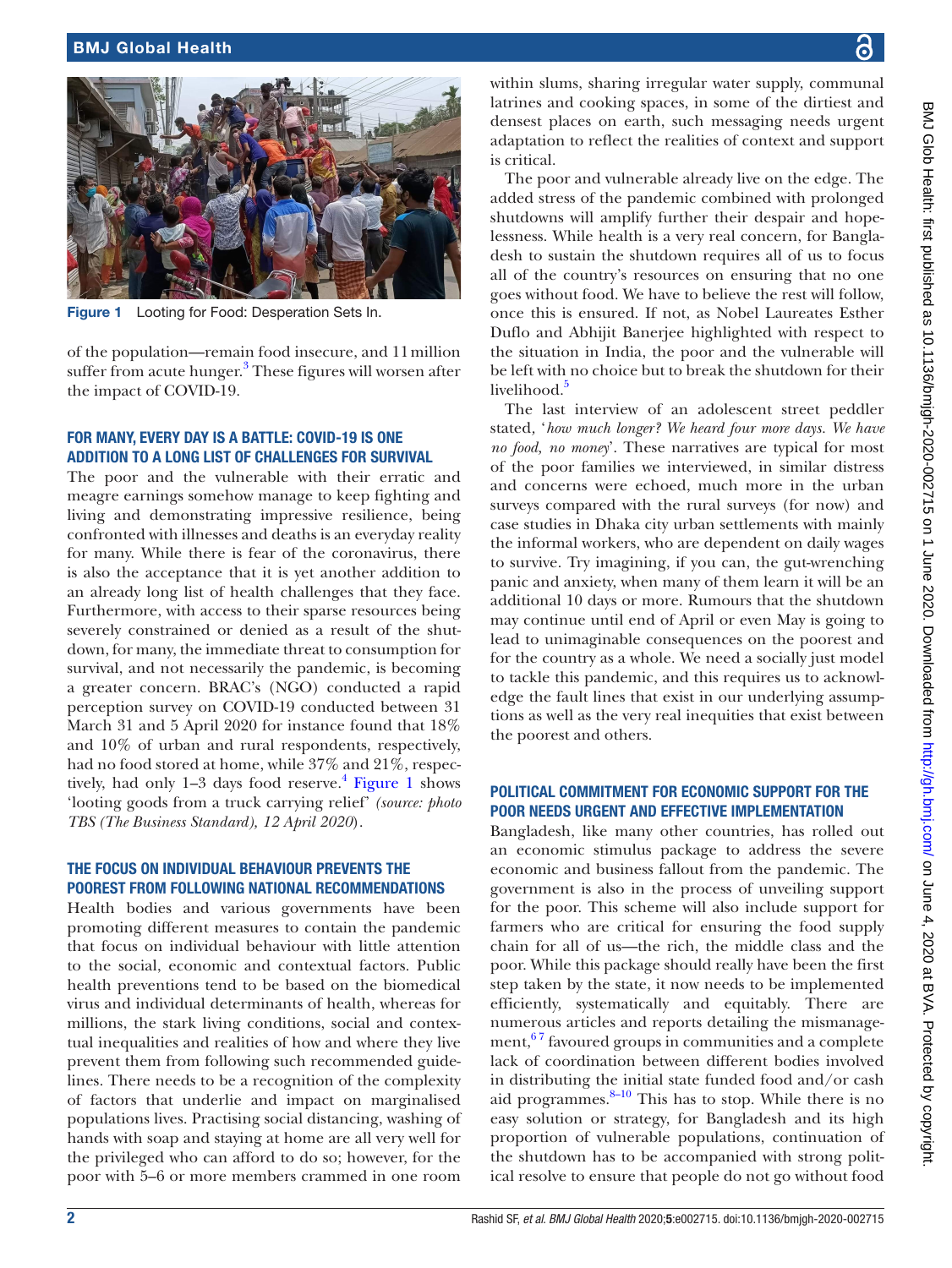Figure 1 Looting for Food: Desperation Sets In.

of the population—remain food insecure, and 11 million suffer from acute hunger.[3] These figures will worsen after the impact of COVID-19.

## FOR MANY, EVERY DAY IS A BATTLE: COVID-19 IS ONE ADDITION TO A LONG LIST OF CHALLENGES FOR SURVIVAL

The poor and the vulnerable with their erratic and meagre earnings somehow manage to keep fighting and living and demonstrating impressive resilience, being confronted with illnesses and deaths is an everyday reality for many. While there is fear of the coronavirus, there is also the acceptance that it is yet another addition to an already long list of health challenges that they face. Furthermore, with access to their sparse resources being severely constrained or denied as a result of the shutdown, for many, the immediate threat to consumption for survival, and not necessarily the pandemic, is becoming a greater concern. BRAC's (NGO) conducted a rapid perception survey on COVID-19 conducted between 31 March 31 and 5 April 2020 for instance found that 18% and 10% of urban and rural respondents, respectively, had no food stored at home, while 37% and 21%, respectively, had only 1–3 days food reserve.[4] Figure 1 shows 'looting goods from a truck carrying relief' *(source: photo TBS (The Business Standard), 12 April 2020)*.

## THE FOCUS ON INDIVIDUAL BEHAVIOUR PREVENTS THE POOREST FROM FOLLOWING NATIONAL RECOMMENDATIONS

Health bodies and various governments have been promoting different measures to contain the pandemic that focus on individual behaviour with little attention to the social, economic and contextual factors. Public health preventions tend to be based on the biomedical virus and individual determinants of health, whereas for millions, the stark living conditions, social and contextual inequalities and realities of how and where they live prevent them from following such recommended guidelines. There needs to be a recognition of the complexity of factors that underlie and impact on marginalised populations lives. Practising social distancing, washing of hands with soap and staying at home are all very well for the privileged who can afford to do so; however, for the poor with 5–6 or more members crammed in one room within slums, sharing irregular water supply, communal latrines and cooking spaces, in some of the dirtiest and densest places on earth, such messaging needs urgent adaptation to reflect the realities of context and support is critical.

The poor and vulnerable already live on the edge. The added stress of the pandemic combined with prolonged shutdowns will amplify further their despair and hopelessness. While health is a very real concern, for Bangladesh to sustain the shutdown requires all of us to focus all of the country's resources on ensuring that no one goes without food. We have to believe the rest will follow, once this is ensured. If not, as Nobel Laureates Esther Duflo and Abhijit Banerjee highlighted with respect to the situation in India, the poor and the vulnerable will be left with no choice but to break the shutdown for their livelihood.[5]

The last interview of an adolescent street peddler stated, '*how much longer? We heard four more days. We have no food, no money*'. These narratives are typical for most of the poor families we interviewed, in similar distress and concerns were echoed, much more in the urban surveys compared with the rural surveys (for now) and case studies in Dhaka city urban settlements with mainly the informal workers, who are dependent on daily wages to survive. Try imagining, if you can, the gut-wrenching panic and anxiety, when many of them learn it will be an additional 10 days or more. Rumours that the shutdown may continue until end of April or even May is going to lead to unimaginable consequences on the poorest and for the country as a whole. We need a socially just model to tackle this pandemic, and this requires us to acknowledge the fault lines that exist in our underlying assumptions as well as the very real inequities that exist between the poorest and others.

## POLITICAL COMMITMENT FOR ECONOMIC SUPPORT FOR THE POOR NEEDS URGENT AND EFFECTIVE IMPLEMENTATION

Bangladesh, like many other countries, has rolled out an economic stimulus package to address the severe economic and business fallout from the pandemic. The government is also in the process of unveiling support for the poor. This scheme will also include support for farmers who are critical for ensuring the food supply chain for all of us—the rich, the middle class and the poor. While this package should really have been the first step taken by the state, it now needs to be implemented efficiently, systematically and equitably. There are numerous articles and reports detailing the mismanagement,[6,7] favoured groups in communities and a complete lack of coordination between different bodies involved in distributing the initial state funded food and/or cash aid programmes.[8–10] This has to stop. While there is no easy solution or strategy, for Bangladesh and its high proportion of vulnerable populations, continuation of the shutdown has to be accompanied with strong political resolve to ensure that people do not go without food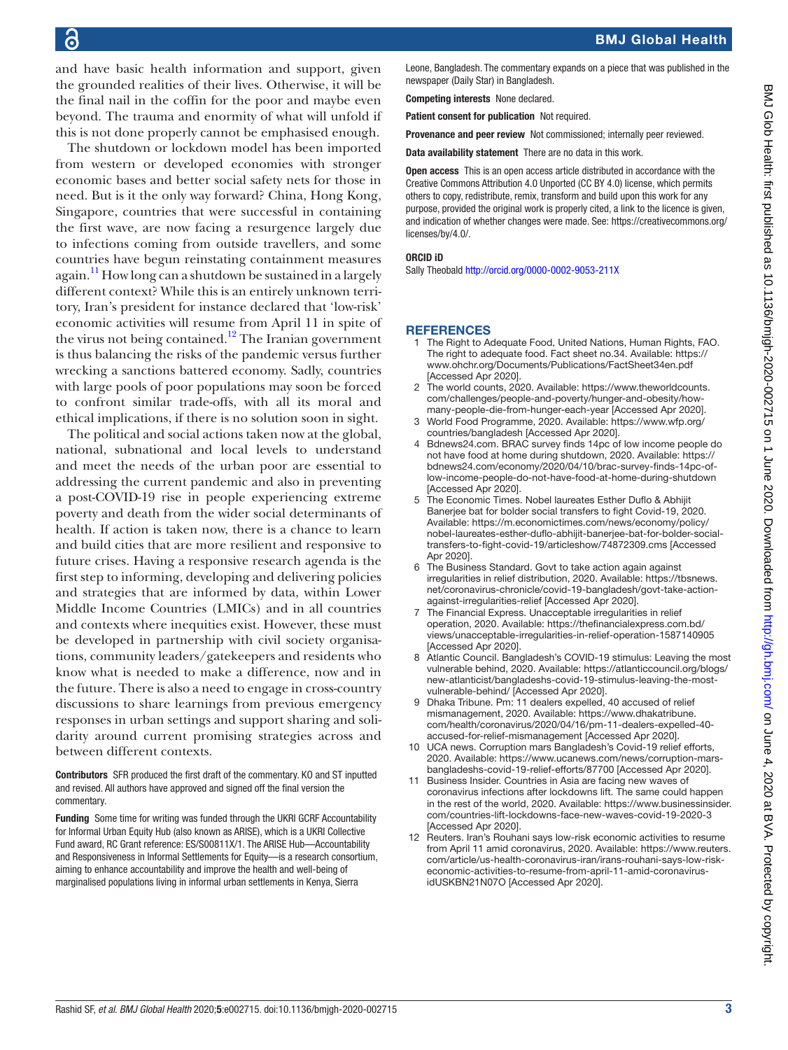and have basic health information and support, given the grounded realities of their lives. Otherwise, it will be the final nail in the coffin for the poor and maybe even beyond. The trauma and enormity of what will unfold if this is not done properly cannot be emphasised enough.

The shutdown or lockdown model has been imported from western or developed economies with stronger economic bases and better social safety nets for those in need. But is it the only way forward? China, Hong Kong, Singapore, countries that were successful in containing the first wave, are now facing a resurgence largely due to infections coming from outside travellers, and some countries have begun reinstating containment measures again.[11] How long can a shutdown be sustained in a largely different context? While this is an entirely unknown territory, Iran's president for instance declared that 'low-risk' economic activities will resume from April 11 in spite of the virus not being contained.[12] The Iranian government is thus balancing the risks of the pandemic versus further wrecking a sanctions battered economy. Sadly, countries with large pools of poor populations may soon be forced to confront similar trade-offs, with all its moral and ethical implications, if there is no solution soon in sight.

The political and social actions taken now at the global, national, subnational and local levels to understand and meet the needs of the urban poor are essential to addressing the current pandemic and also in preventing a post-COVID-19 rise in people experiencing extreme poverty and death from the wider social determinants of health. If action is taken now, there is a chance to learn and build cities that are more resilient and responsive to future crises. Having a responsive research agenda is the first step to informing, developing and delivering policies and strategies that are informed by data, within Lower Middle Income Countries (LMICs) and in all countries and contexts where inequities exist. However, these must be developed in partnership with civil society organisations, community leaders/gatekeepers and residents who know what is needed to make a difference, now and in the future. There is also a need to engage in cross-country discussions to share learnings from previous emergency responses in urban settings and support sharing and solidarity around current promising strategies across and between different contexts.

**Contributors** SFR produced the first draft of the commentary. KO and ST inputted and revised. All authors have approved and signed off the final version the commentary.

**Funding** Some time for writing was funded through the UKRI GCRF Accountability for Informal Urban Equity Hub (also known as ARISE), which is a UKRI Collective Fund award, RC Grant reference: ES/S00811X/1. The ARISE Hub—Accountability and Responsiveness in Informal Settlements for Equity—is a research consortium, aiming to enhance accountability and improve the health and well-being of marginalised populations living in informal urban settlements in Kenya, Sierra Leone, Bangladesh. The commentary expands on a piece that was published in the newspaper (Daily Star) in Bangladesh.

**Competing interests** None declared.

**Patient consent for publication** Not required.

**Provenance and peer review** Not commissioned; internally peer reviewed.

**Data availability statement** There are no data in this work.

**Open access** This is an open access article distributed in accordance with the Creative Commons Attribution 4.0 Unported (CC BY 4.0) license, which permits others to copy, redistribute, remix, transform and build upon this work for any purpose, provided the original work is properly cited, a link to the licence is given, and indication of whether changes were made. See: https://creativecommons.org/licenses/by/4.0/.

**ORCID iD**

Sally Theobald http://orcid.org/0000-0002-9053-211X

## REFERENCES

1. The Right to Adequate Food, United Nations, Human Rights, FAO. The right to adequate food. Fact sheet no.34. Available: https://www.ohchr.org/Documents/Publications/FactSheet34en.pdf [Accessed Apr 2020].
2. The world counts, 2020. Available: https://www.theworldcounts.com/challenges/people-and-poverty/hunger-and-obesity/how-many-people-die-from-hunger-each-year [Accessed Apr 2020].
3. World Food Programme, 2020. Available: https://www.wfp.org/countries/bangladesh [Accessed Apr 2020].
4. Bdnews24.com. BRAC survey finds 14pc of low income people do not have food at home during shutdown, 2020. Available: https://bdnews24.com/economy/2020/04/10/brac-survey-finds-14pc-of-low-income-people-do-not-have-food-at-home-during-shutdown [Accessed Apr 2020].
5. The Economic Times. Nobel laureates Esther Duflo & Abhijit Banerjee bat for bolder social transfers to fight Covid-19, 2020. Available: https://m.economictimes.com/news/economy/policy/nobel-laureates-esther-duflo-abhijit-banerjee-bat-for-bolder-social-transfers-to-fight-covid-19/articleshow/74872309.cms [Accessed Apr 2020].
6. The Business Standard. Govt to take action again against irregularities in relief distribution, 2020. Available: https://tbsnews.net/coronavirus-chronicle/covid-19-bangladesh/govt-take-action-against-irregularities-relief [Accessed Apr 2020].
7. The Financial Express. Unacceptable irregularities in relief operation, 2020. Available: https://thefinancialexpress.com.bd/views/unacceptable-irregularities-in-relief-operation-1587140905 [Accessed Apr 2020].
8. Atlantic Council. Bangladesh's COVID-19 stimulus: Leaving the most vulnerable behind, 2020. Available: https://atlanticcouncil.org/blogs/new-atlanticist/bangladeshs-covid-19-stimulus-leaving-the-most-vulnerable-behind/ [Accessed Apr 2020].
9. Dhaka Tribune. Pm: 11 dealers expelled, 40 accused of relief mismanagement, 2020. Available: https://www.dhakatribune.com/health/coronavirus/2020/04/16/pm-11-dealers-expelled-40-accused-for-relief-mismanagement [Accessed Apr 2020].
10. UCA news. Corruption mars Bangladesh's Covid-19 relief efforts, 2020. Available: https://www.ucanews.com/news/corruption-mars-bangladeshs-covid-19-relief-efforts/87700 [Accessed Apr 2020].
11. Business Insider. Countries in Asia are facing new waves of coronavirus infections after lockdowns lift. The same could happen in the rest of the world, 2020. Available: https://www.businessinsider.com/countries-lift-lockdowns-face-new-waves-covid-19-2020-3 [Accessed Apr 2020].
12. Reuters. Iran's Rouhani says low-risk economic activities to resume from April 11 amid coronavirus, 2020. Available: https://www.reuters.com/article/us-health-coronavirus-iran/irans-rouhani-says-low-risk-economic-activities-to-resume-from-april-11-amid-coronavirus-idUSKBN21N07O [Accessed Apr 2020].